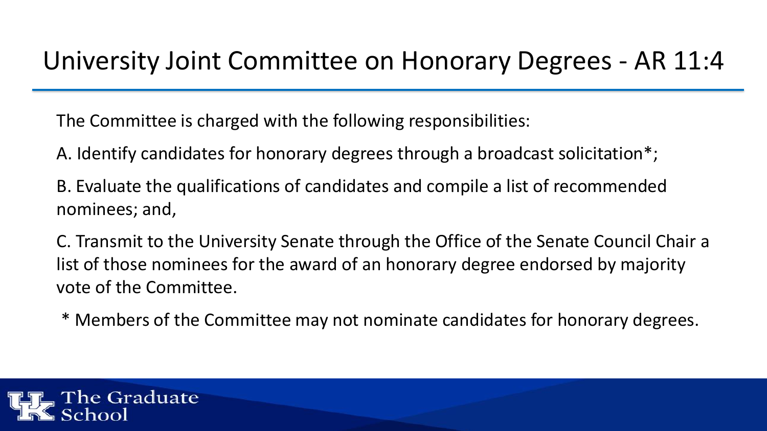# University Joint Committee on Honorary Degrees - AR 11:4

The Committee is charged with the following responsibilities:

A. Identify candidates for honorary degrees through a broadcast solicitation*;

B. Evaluate the qualifications of candidates and compile a list of recommended nominees; and,

C. Transmit to the University Senate through the Office of the Senate Council Chair a list of those nominees for the award of an honorary degree endorsed by majority vote of the Committee.

* Members of the Committee may not nominate candidates for honorary degrees.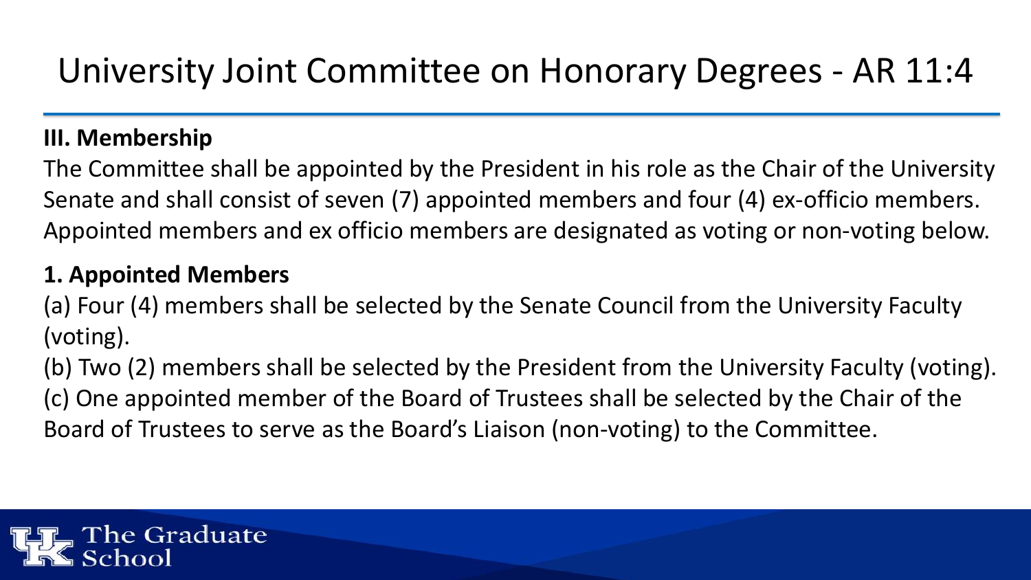# University Joint Committee on Honorary Degrees - AR 11:4

**III. Membership**

The Committee shall be appointed by the President in his role as the Chair of the University Senate and shall consist of seven (7) appointed members and four (4) ex-officio members. Appointed members and ex officio members are designated as voting or non-voting below.

**1. Appointed Members**

(a) Four (4) members shall be selected by the Senate Council from the University Faculty (voting).

(b) Two (2) members shall be selected by the President from the University Faculty (voting).

(c) One appointed member of the Board of Trustees shall be selected by the Chair of the Board of Trustees to serve as the Board's Liaison (non-voting) to the Committee.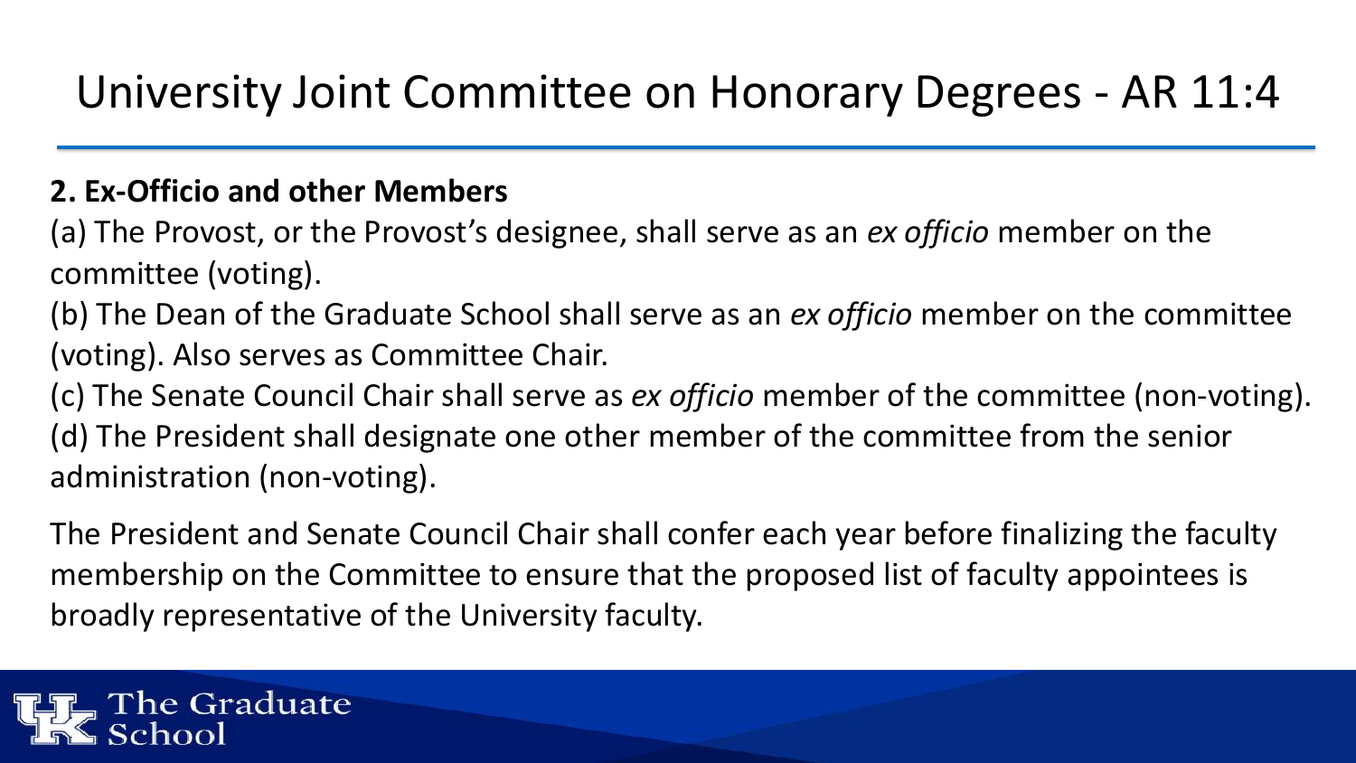# University Joint Committee on Honorary Degrees - AR 11:4

**2. Ex-Officio and other Members**

(a) The Provost, or the Provost's designee, shall serve as an *ex officio* member on the committee (voting).

(b) The Dean of the Graduate School shall serve as an *ex officio* member on the committee (voting). Also serves as Committee Chair.

(c) The Senate Council Chair shall serve as *ex officio* member of the committee (non-voting).

(d) The President shall designate one other member of the committee from the senior administration (non-voting).

The President and Senate Council Chair shall confer each year before finalizing the faculty membership on the Committee to ensure that the proposed list of faculty appointees is broadly representative of the University faculty.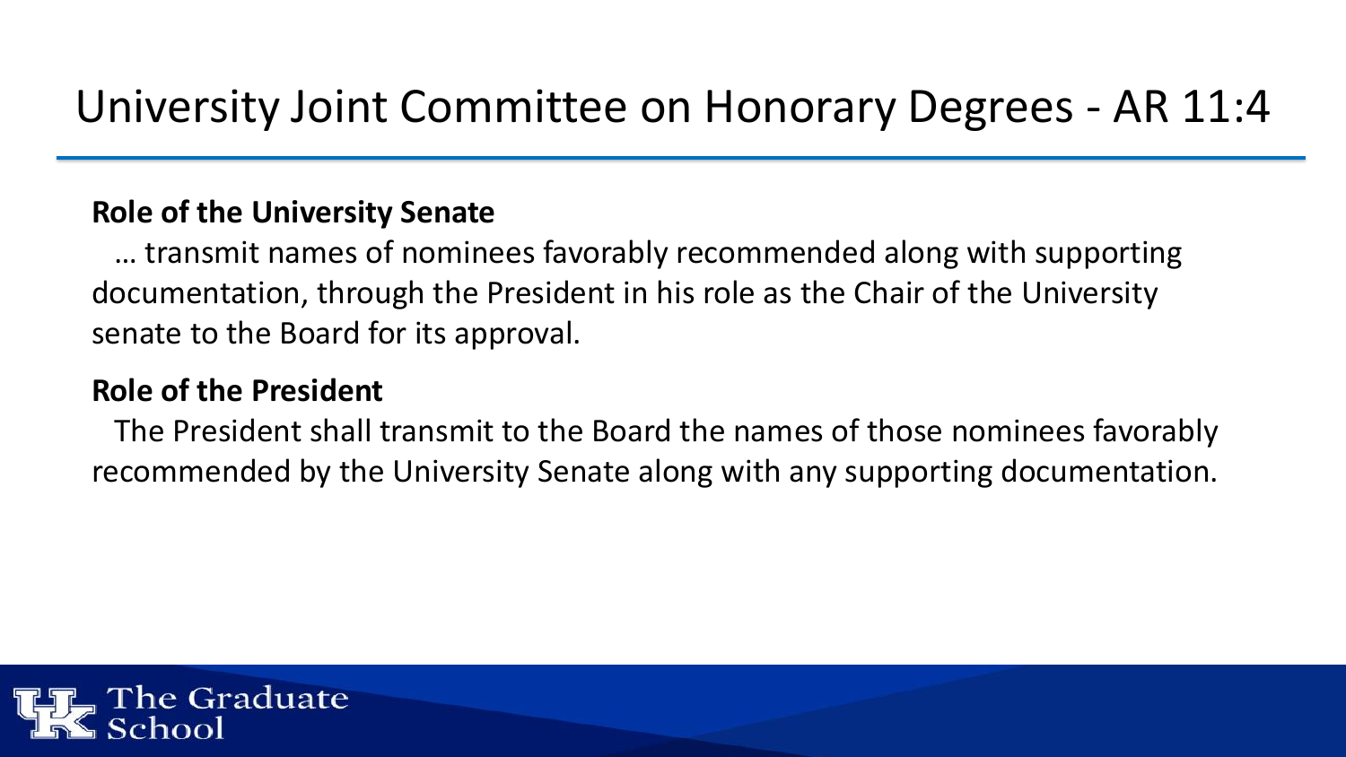# University Joint Committee on Honorary Degrees - AR 11:4

**Role of the University Senate**

… transmit names of nominees favorably recommended along with supporting documentation, through the President in his role as the Chair of the University senate to the Board for its approval.

**Role of the President**

The President shall transmit to the Board the names of those nominees favorably recommended by the University Senate along with any supporting documentation.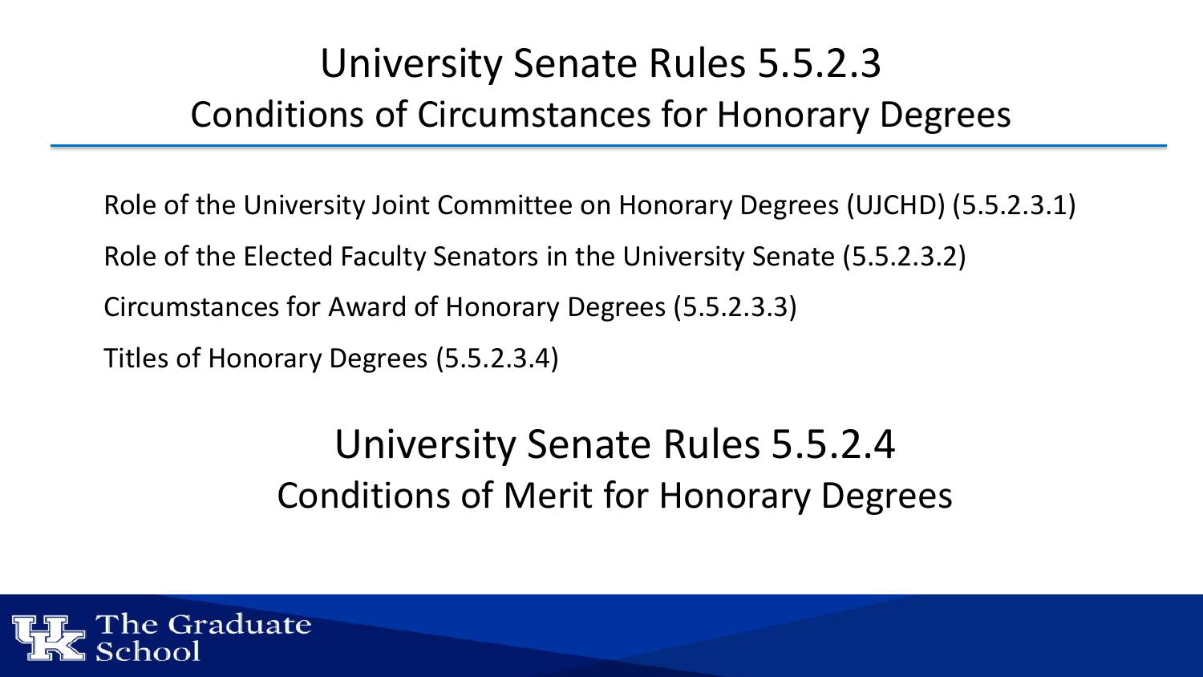# University Senate Rules 5.5.2.3

## Conditions of Circumstances for Honorary Degrees

Role of the University Joint Committee on Honorary Degrees (UJCHD) (5.5.2.3.1)

Role of the Elected Faculty Senators in the University Senate (5.5.2.3.2)

Circumstances for Award of Honorary Degrees (5.5.2.3.3)

Titles of Honorary Degrees (5.5.2.3.4)

# University Senate Rules 5.5.2.4

## Conditions of Merit for Honorary Degrees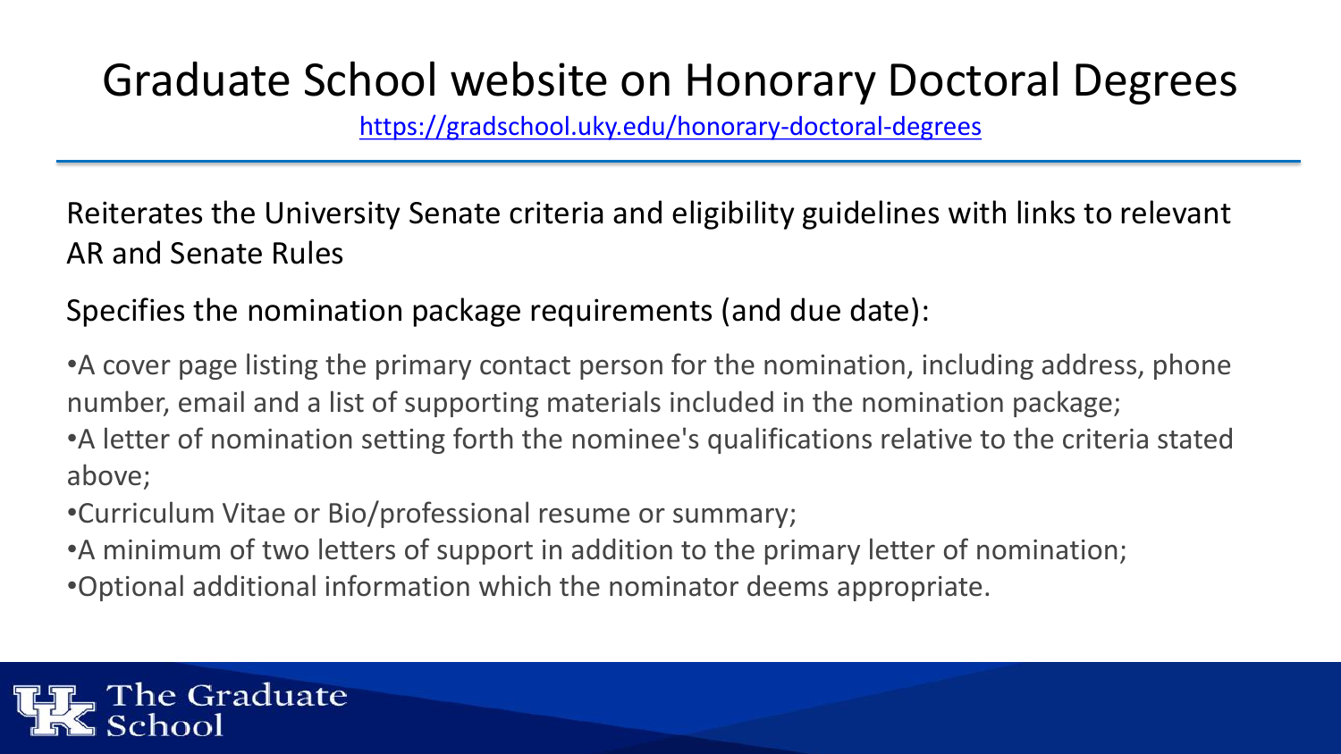# Graduate School website on Honorary Doctoral Degrees

https://gradschool.uky.edu/honorary-doctoral-degrees

Reiterates the University Senate criteria and eligibility guidelines with links to relevant AR and Senate Rules

Specifies the nomination package requirements (and due date):

- A cover page listing the primary contact person for the nomination, including address, phone number, email and a list of supporting materials included in the nomination package;
- A letter of nomination setting forth the nominee's qualifications relative to the criteria stated above;
- Curriculum Vitae or Bio/professional resume or summary;
- A minimum of two letters of support in addition to the primary letter of nomination;
- Optional additional information which the nominator deems appropriate.